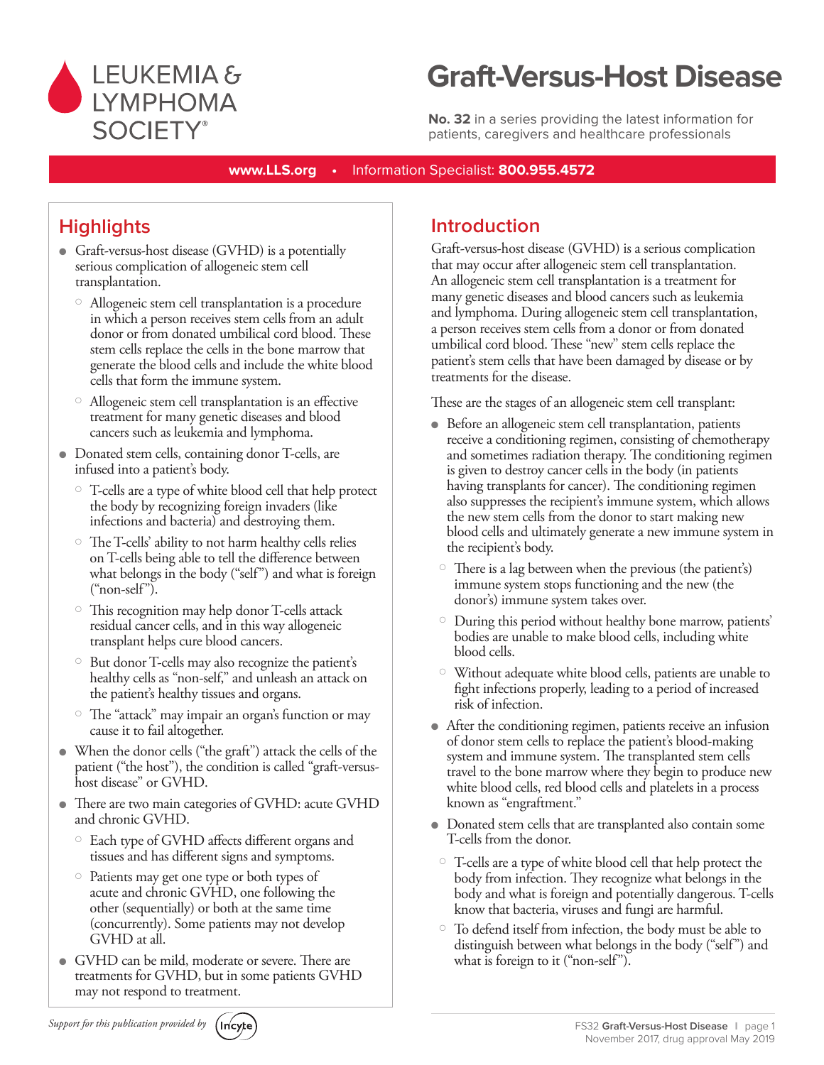LEUKEMIA & LYMPHOMA SOCIETY®

# Graft-Versus-Host Disease

**No. 32** in a series providing the latest information for patients, caregivers and healthcare professionals

**www.LLS.org** • Information Specialist: **800.955.4572**

## Highlights

- Graft-versus-host disease (GVHD) is a potentially serious complication of allogeneic stem cell transplantation.
  - Allogeneic stem cell transplantation is a procedure in which a person receives stem cells from an adult donor or from donated umbilical cord blood. These stem cells replace the cells in the bone marrow that generate the blood cells and include the white blood cells that form the immune system.
  - Allogeneic stem cell transplantation is an effective treatment for many genetic diseases and blood cancers such as leukemia and lymphoma.
- Donated stem cells, containing donor T-cells, are infused into a patient's body.
  - T-cells are a type of white blood cell that help protect the body by recognizing foreign invaders (like infections and bacteria) and destroying them.
  - The T-cells' ability to not harm healthy cells relies on T-cells being able to tell the difference between what belongs in the body ("self") and what is foreign ("non-self").
  - This recognition may help donor T-cells attack residual cancer cells, and in this way allogeneic transplant helps cure blood cancers.
  - But donor T-cells may also recognize the patient's healthy cells as "non-self," and unleash an attack on the patient's healthy tissues and organs.
  - The "attack" may impair an organ's function or may cause it to fail altogether.
- When the donor cells ("the graft") attack the cells of the patient ("the host"), the condition is called "graft-versus-host disease" or GVHD.
- There are two main categories of GVHD: acute GVHD and chronic GVHD.
  - Each type of GVHD affects different organs and tissues and has different signs and symptoms.
  - Patients may get one type or both types of acute and chronic GVHD, one following the other (sequentially) or both at the same time (concurrently). Some patients may not develop GVHD at all.
- GVHD can be mild, moderate or severe. There are treatments for GVHD, but in some patients GVHD may not respond to treatment.

## Introduction

Graft-versus-host disease (GVHD) is a serious complication that may occur after allogeneic stem cell transplantation. An allogeneic stem cell transplantation is a treatment for many genetic diseases and blood cancers such as leukemia and lymphoma. During allogeneic stem cell transplantation, a person receives stem cells from a donor or from donated umbilical cord blood. These "new" stem cells replace the patient's stem cells that have been damaged by disease or by treatments for the disease.

These are the stages of an allogeneic stem cell transplant:

- Before an allogeneic stem cell transplantation, patients receive a conditioning regimen, consisting of chemotherapy and sometimes radiation therapy. The conditioning regimen is given to destroy cancer cells in the body (in patients having transplants for cancer). The conditioning regimen also suppresses the recipient's immune system, which allows the new stem cells from the donor to start making new blood cells and ultimately generate a new immune system in the recipient's body.
  - There is a lag between when the previous (the patient's) immune system stops functioning and the new (the donor's) immune system takes over.
  - During this period without healthy bone marrow, patients' bodies are unable to make blood cells, including white blood cells.
  - Without adequate white blood cells, patients are unable to fight infections properly, leading to a period of increased risk of infection.
- After the conditioning regimen, patients receive an infusion of donor stem cells to replace the patient's blood-making system and immune system. The transplanted stem cells travel to the bone marrow where they begin to produce new white blood cells, red blood cells and platelets in a process known as "engraftment."
- Donated stem cells that are transplanted also contain some T-cells from the donor.
  - T-cells are a type of white blood cell that help protect the body from infection. They recognize what belongs in the body and what is foreign and potentially dangerous. T-cells know that bacteria, viruses and fungi are harmful.
  - To defend itself from infection, the body must be able to distinguish between what belongs in the body ("self") and what is foreign to it ("non-self").

*Support for this publication provided by* Incyte

November 2017, drug approval May 2019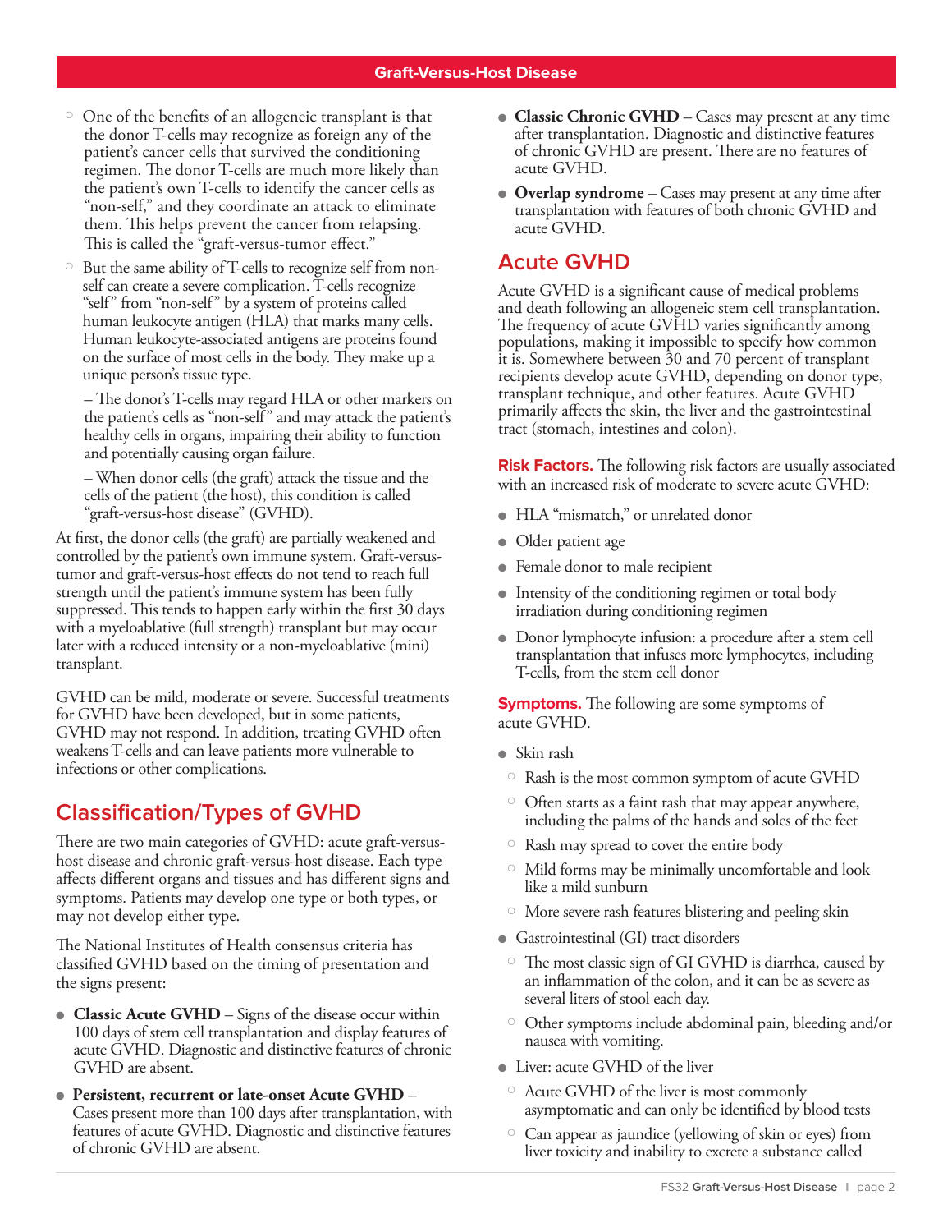- One of the benefits of an allogeneic transplant is that the donor T-cells may recognize as foreign any of the patient's cancer cells that survived the conditioning regimen. The donor T-cells are much more likely than the patient's own T-cells to identify the cancer cells as "non-self," and they coordinate an attack to eliminate them. This helps prevent the cancer from relapsing. This is called the "graft-versus-tumor effect."
- But the same ability of T-cells to recognize self from non-self can create a severe complication. T-cells recognize "self" from "non-self" by a system of proteins called human leukocyte antigen (HLA) that marks many cells. Human leukocyte-associated antigens are proteins found on the surface of most cells in the body. They make up a unique person's tissue type.

  – The donor's T-cells may regard HLA or other markers on the patient's cells as "non-self" and may attack the patient's healthy cells in organs, impairing their ability to function and potentially causing organ failure.

  – When donor cells (the graft) attack the tissue and the cells of the patient (the host), this condition is called "graft-versus-host disease" (GVHD).

At first, the donor cells (the graft) are partially weakened and controlled by the patient's own immune system. Graft-versus-tumor and graft-versus-host effects do not tend to reach full strength until the patient's immune system has been fully suppressed. This tends to happen early within the first 30 days with a myeloablative (full strength) transplant but may occur later with a reduced intensity or a non-myeloablative (mini) transplant.

GVHD can be mild, moderate or severe. Successful treatments for GVHD have been developed, but in some patients, GVHD may not respond. In addition, treating GVHD often weakens T-cells and can leave patients more vulnerable to infections or other complications.

## Classification/Types of GVHD

There are two main categories of GVHD: acute graft-versus-host disease and chronic graft-versus-host disease. Each type affects different organs and tissues and has different signs and symptoms. Patients may develop one type or both types, or may not develop either type.

The National Institutes of Health consensus criteria has classified GVHD based on the timing of presentation and the signs present:

- **Classic Acute GVHD** – Signs of the disease occur within 100 days of stem cell transplantation and display features of acute GVHD. Diagnostic and distinctive features of chronic GVHD are absent.
- **Persistent, recurrent or late-onset Acute GVHD** – Cases present more than 100 days after transplantation, with features of acute GVHD. Diagnostic and distinctive features of chronic GVHD are absent.
- **Classic Chronic GVHD** – Cases may present at any time after transplantation. Diagnostic and distinctive features of chronic GVHD are present. There are no features of acute GVHD.
- **Overlap syndrome** – Cases may present at any time after transplantation with features of both chronic GVHD and acute GVHD.

## Acute GVHD

Acute GVHD is a significant cause of medical problems and death following an allogeneic stem cell transplantation. The frequency of acute GVHD varies significantly among populations, making it impossible to specify how common it is. Somewhere between 30 and 70 percent of transplant recipients develop acute GVHD, depending on donor type, transplant technique, and other features. Acute GVHD primarily affects the skin, the liver and the gastrointestinal tract (stomach, intestines and colon).

**Risk Factors.** The following risk factors are usually associated with an increased risk of moderate to severe acute GVHD:

- HLA "mismatch," or unrelated donor
- Older patient age
- Female donor to male recipient
- Intensity of the conditioning regimen or total body irradiation during conditioning regimen
- Donor lymphocyte infusion: a procedure after a stem cell transplantation that infuses more lymphocytes, including T-cells, from the stem cell donor

**Symptoms.** The following are some symptoms of acute GVHD.

- Skin rash
  - Rash is the most common symptom of acute GVHD
  - Often starts as a faint rash that may appear anywhere, including the palms of the hands and soles of the feet
  - Rash may spread to cover the entire body
  - Mild forms may be minimally uncomfortable and look like a mild sunburn
  - More severe rash features blistering and peeling skin
- Gastrointestinal (GI) tract disorders
  - The most classic sign of GI GVHD is diarrhea, caused by an inflammation of the colon, and it can be as severe as several liters of stool each day.
  - Other symptoms include abdominal pain, bleeding and/or nausea with vomiting.
- Liver: acute GVHD of the liver
  - Acute GVHD of the liver is most commonly asymptomatic and can only be identified by blood tests
  - Can appear as jaundice (yellowing of skin or eyes) from liver toxicity and inability to excrete a substance called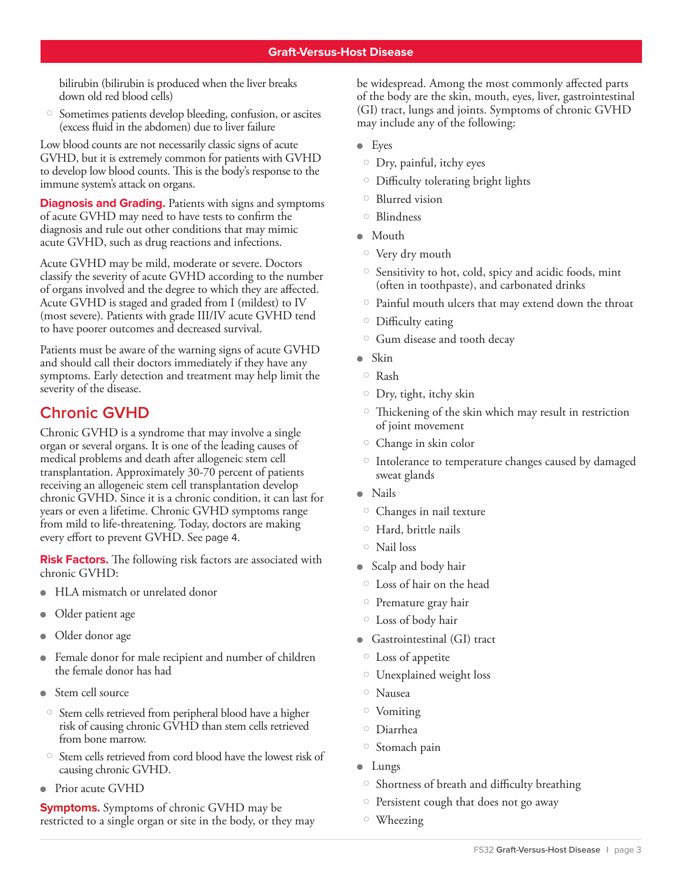bilirubin (bilirubin is produced when the liver breaks down old red blood cells)

- Sometimes patients develop bleeding, confusion, or ascites (excess fluid in the abdomen) due to liver failure

Low blood counts are not necessarily classic signs of acute GVHD, but it is extremely common for patients with GVHD to develop low blood counts. This is the body's response to the immune system's attack on organs.

**Diagnosis and Grading.** Patients with signs and symptoms of acute GVHD may need to have tests to confirm the diagnosis and rule out other conditions that may mimic acute GVHD, such as drug reactions and infections.

Acute GVHD may be mild, moderate or severe. Doctors classify the severity of acute GVHD according to the number of organs involved and the degree to which they are affected. Acute GVHD is staged and graded from I (mildest) to IV (most severe). Patients with grade III/IV acute GVHD tend to have poorer outcomes and decreased survival.

Patients must be aware of the warning signs of acute GVHD and should call their doctors immediately if they have any symptoms. Early detection and treatment may help limit the severity of the disease.

## Chronic GVHD

Chronic GVHD is a syndrome that may involve a single organ or several organs. It is one of the leading causes of medical problems and death after allogeneic stem cell transplantation. Approximately 30-70 percent of patients receiving an allogeneic stem cell transplantation develop chronic GVHD. Since it is a chronic condition, it can last for years or even a lifetime. Chronic GVHD symptoms range from mild to life-threatening. Today, doctors are making every effort to prevent GVHD. See page 4.

**Risk Factors.** The following risk factors are associated with chronic GVHD:

- HLA mismatch or unrelated donor
- Older patient age
- Older donor age
- Female donor for male recipient and number of children the female donor has had
- Stem cell source
  - Stem cells retrieved from peripheral blood have a higher risk of causing chronic GVHD than stem cells retrieved from bone marrow.
  - Stem cells retrieved from cord blood have the lowest risk of causing chronic GVHD.
- Prior acute GVHD

**Symptoms.** Symptoms of chronic GVHD may be restricted to a single organ or site in the body, or they may be widespread. Among the most commonly affected parts of the body are the skin, mouth, eyes, liver, gastrointestinal (GI) tract, lungs and joints. Symptoms of chronic GVHD may include any of the following:

- Eyes
  - Dry, painful, itchy eyes
  - Difficulty tolerating bright lights
  - Blurred vision
  - Blindness
- Mouth
  - Very dry mouth
  - Sensitivity to hot, cold, spicy and acidic foods, mint (often in toothpaste), and carbonated drinks
  - Painful mouth ulcers that may extend down the throat
  - Difficulty eating
  - Gum disease and tooth decay
- Skin
  - Rash
  - Dry, tight, itchy skin
  - Thickening of the skin which may result in restriction of joint movement
  - Change in skin color
  - Intolerance to temperature changes caused by damaged sweat glands
- Nails
  - Changes in nail texture
  - Hard, brittle nails
  - Nail loss
- Scalp and body hair
  - Loss of hair on the head
  - Premature gray hair
  - Loss of body hair
- Gastrointestinal (GI) tract
  - Loss of appetite
  - Unexplained weight loss
  - Nausea
  - Vomiting
  - Diarrhea
  - Stomach pain
- Lungs
  - Shortness of breath and difficulty breathing
  - Persistent cough that does not go away
  - Wheezing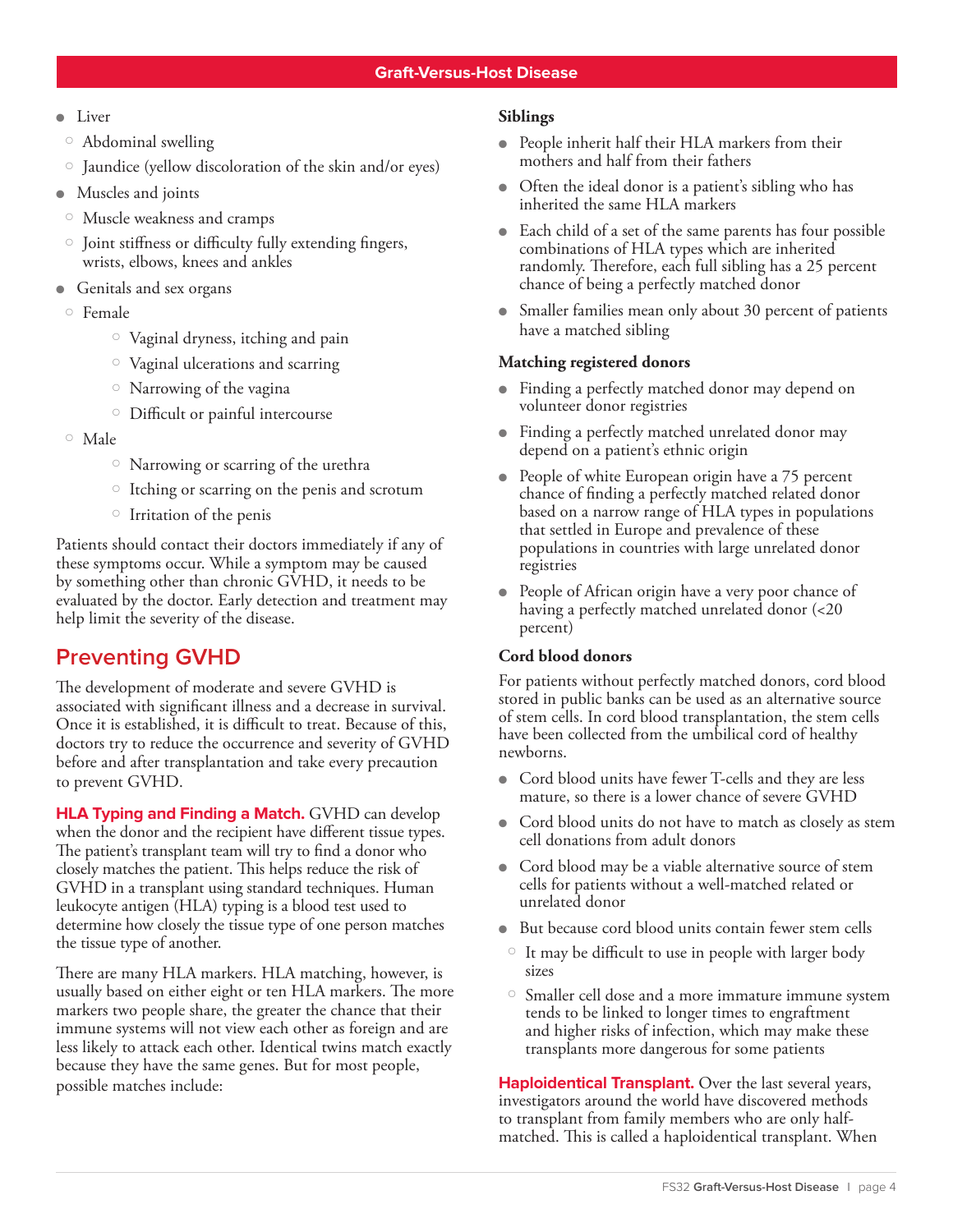- Liver
  - Abdominal swelling
  - Jaundice (yellow discoloration of the skin and/or eyes)
- Muscles and joints
  - Muscle weakness and cramps
  - Joint stiffness or difficulty fully extending fingers, wrists, elbows, knees and ankles
- Genitals and sex organs
  - Female
    - Vaginal dryness, itching and pain
    - Vaginal ulcerations and scarring
    - Narrowing of the vagina
    - Difficult or painful intercourse
  - Male
    - Narrowing or scarring of the urethra
    - Itching or scarring on the penis and scrotum
    - Irritation of the penis

Patients should contact their doctors immediately if any of these symptoms occur. While a symptom may be caused by something other than chronic GVHD, it needs to be evaluated by the doctor. Early detection and treatment may help limit the severity of the disease.

## Preventing GVHD

The development of moderate and severe GVHD is associated with significant illness and a decrease in survival. Once it is established, it is difficult to treat. Because of this, doctors try to reduce the occurrence and severity of GVHD before and after transplantation and take every precaution to prevent GVHD.

**HLA Typing and Finding a Match.** GVHD can develop when the donor and the recipient have different tissue types. The patient's transplant team will try to find a donor who closely matches the patient. This helps reduce the risk of GVHD in a transplant using standard techniques. Human leukocyte antigen (HLA) typing is a blood test used to determine how closely the tissue type of one person matches the tissue type of another.

There are many HLA markers. HLA matching, however, is usually based on either eight or ten HLA markers. The more markers two people share, the greater the chance that their immune systems will not view each other as foreign and are less likely to attack each other. Identical twins match exactly because they have the same genes. But for most people, possible matches include:

**Siblings**

- People inherit half their HLA markers from their mothers and half from their fathers
- Often the ideal donor is a patient's sibling who has inherited the same HLA markers
- Each child of a set of the same parents has four possible combinations of HLA types which are inherited randomly. Therefore, each full sibling has a 25 percent chance of being a perfectly matched donor
- Smaller families mean only about 30 percent of patients have a matched sibling

**Matching registered donors**

- Finding a perfectly matched donor may depend on volunteer donor registries
- Finding a perfectly matched unrelated donor may depend on a patient's ethnic origin
- People of white European origin have a 75 percent chance of finding a perfectly matched related donor based on a narrow range of HLA types in populations that settled in Europe and prevalence of these populations in countries with large unrelated donor registries
- People of African origin have a very poor chance of having a perfectly matched unrelated donor (<20 percent)

**Cord blood donors**

For patients without perfectly matched donors, cord blood stored in public banks can be used as an alternative source of stem cells. In cord blood transplantation, the stem cells have been collected from the umbilical cord of healthy newborns.

- Cord blood units have fewer T-cells and they are less mature, so there is a lower chance of severe GVHD
- Cord blood units do not have to match as closely as stem cell donations from adult donors
- Cord blood may be a viable alternative source of stem cells for patients without a well-matched related or unrelated donor
- But because cord blood units contain fewer stem cells
  - It may be difficult to use in people with larger body sizes
  - Smaller cell dose and a more immature immune system tends to be linked to longer times to engraftment and higher risks of infection, which may make these transplants more dangerous for some patients

**Haploidentical Transplant.** Over the last several years, investigators around the world have discovered methods to transplant from family members who are only half-matched. This is called a haploidentical transplant. When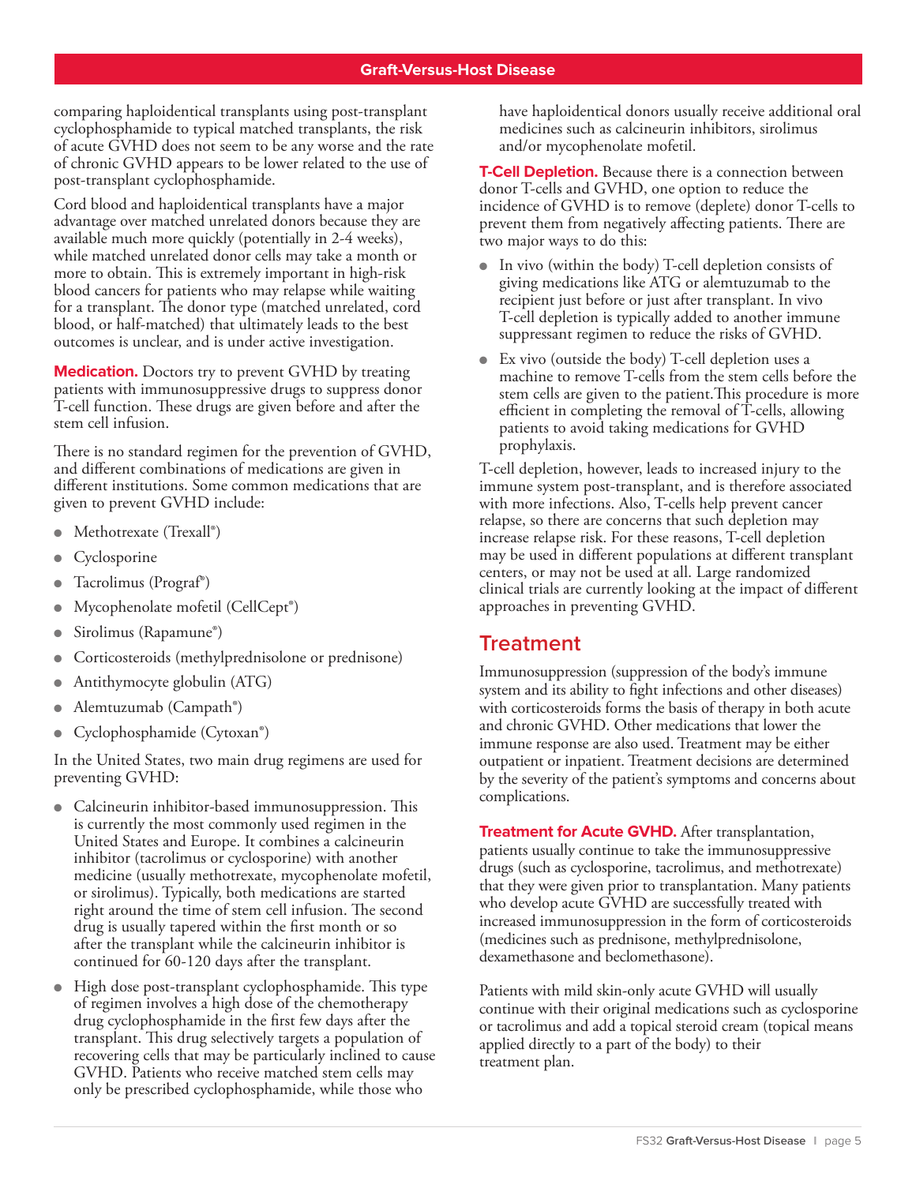comparing haploidentical transplants using post-transplant cyclophosphamide to typical matched transplants, the risk of acute GVHD does not seem to be any worse and the rate of chronic GVHD appears to be lower related to the use of post-transplant cyclophosphamide.

Cord blood and haploidentical transplants have a major advantage over matched unrelated donors because they are available much more quickly (potentially in 2-4 weeks), while matched unrelated donor cells may take a month or more to obtain. This is extremely important in high-risk blood cancers for patients who may relapse while waiting for a transplant. The donor type (matched unrelated, cord blood, or half-matched) that ultimately leads to the best outcomes is unclear, and is under active investigation.

**Medication.** Doctors try to prevent GVHD by treating patients with immunosuppressive drugs to suppress donor T-cell function. These drugs are given before and after the stem cell infusion.

There is no standard regimen for the prevention of GVHD, and different combinations of medications are given in different institutions. Some common medications that are given to prevent GVHD include:

- Methotrexate (Trexall®)
- Cyclosporine
- Tacrolimus (Prograf®)
- Mycophenolate mofetil (CellCept®)
- Sirolimus (Rapamune®)
- Corticosteroids (methylprednisolone or prednisone)
- Antithymocyte globulin (ATG)
- Alemtuzumab (Campath®)
- Cyclophosphamide (Cytoxan®)

In the United States, two main drug regimens are used for preventing GVHD:

- Calcineurin inhibitor-based immunosuppression. This is currently the most commonly used regimen in the United States and Europe. It combines a calcineurin inhibitor (tacrolimus or cyclosporine) with another medicine (usually methotrexate, mycophenolate mofetil, or sirolimus). Typically, both medications are started right around the time of stem cell infusion. The second drug is usually tapered within the first month or so after the transplant while the calcineurin inhibitor is continued for 60-120 days after the transplant.
- High dose post-transplant cyclophosphamide. This type of regimen involves a high dose of the chemotherapy drug cyclophosphamide in the first few days after the transplant. This drug selectively targets a population of recovering cells that may be particularly inclined to cause GVHD. Patients who receive matched stem cells may only be prescribed cyclophosphamide, while those who have haploidentical donors usually receive additional oral medicines such as calcineurin inhibitors, sirolimus and/or mycophenolate mofetil.

**T-Cell Depletion.** Because there is a connection between donor T-cells and GVHD, one option to reduce the incidence of GVHD is to remove (deplete) donor T-cells to prevent them from negatively affecting patients. There are two major ways to do this:

- In vivo (within the body) T-cell depletion consists of giving medications like ATG or alemtuzumab to the recipient just before or just after transplant. In vivo T-cell depletion is typically added to another immune suppressant regimen to reduce the risks of GVHD.
- Ex vivo (outside the body) T-cell depletion uses a machine to remove T-cells from the stem cells before the stem cells are given to the patient.This procedure is more efficient in completing the removal of T-cells, allowing patients to avoid taking medications for GVHD prophylaxis.

T-cell depletion, however, leads to increased injury to the immune system post-transplant, and is therefore associated with more infections. Also, T-cells help prevent cancer relapse, so there are concerns that such depletion may increase relapse risk. For these reasons, T-cell depletion may be used in different populations at different transplant centers, or may not be used at all. Large randomized clinical trials are currently looking at the impact of different approaches in preventing GVHD.

## Treatment

Immunosuppression (suppression of the body's immune system and its ability to fight infections and other diseases) with corticosteroids forms the basis of therapy in both acute and chronic GVHD. Other medications that lower the immune response are also used. Treatment may be either outpatient or inpatient. Treatment decisions are determined by the severity of the patient's symptoms and concerns about complications.

**Treatment for Acute GVHD.** After transplantation, patients usually continue to take the immunosuppressive drugs (such as cyclosporine, tacrolimus, and methotrexate) that they were given prior to transplantation. Many patients who develop acute GVHD are successfully treated with increased immunosuppression in the form of corticosteroids (medicines such as prednisone, methylprednisolone, dexamethasone and beclomethasone).

Patients with mild skin-only acute GVHD will usually continue with their original medications such as cyclosporine or tacrolimus and add a topical steroid cream (topical means applied directly to a part of the body) to their treatment plan.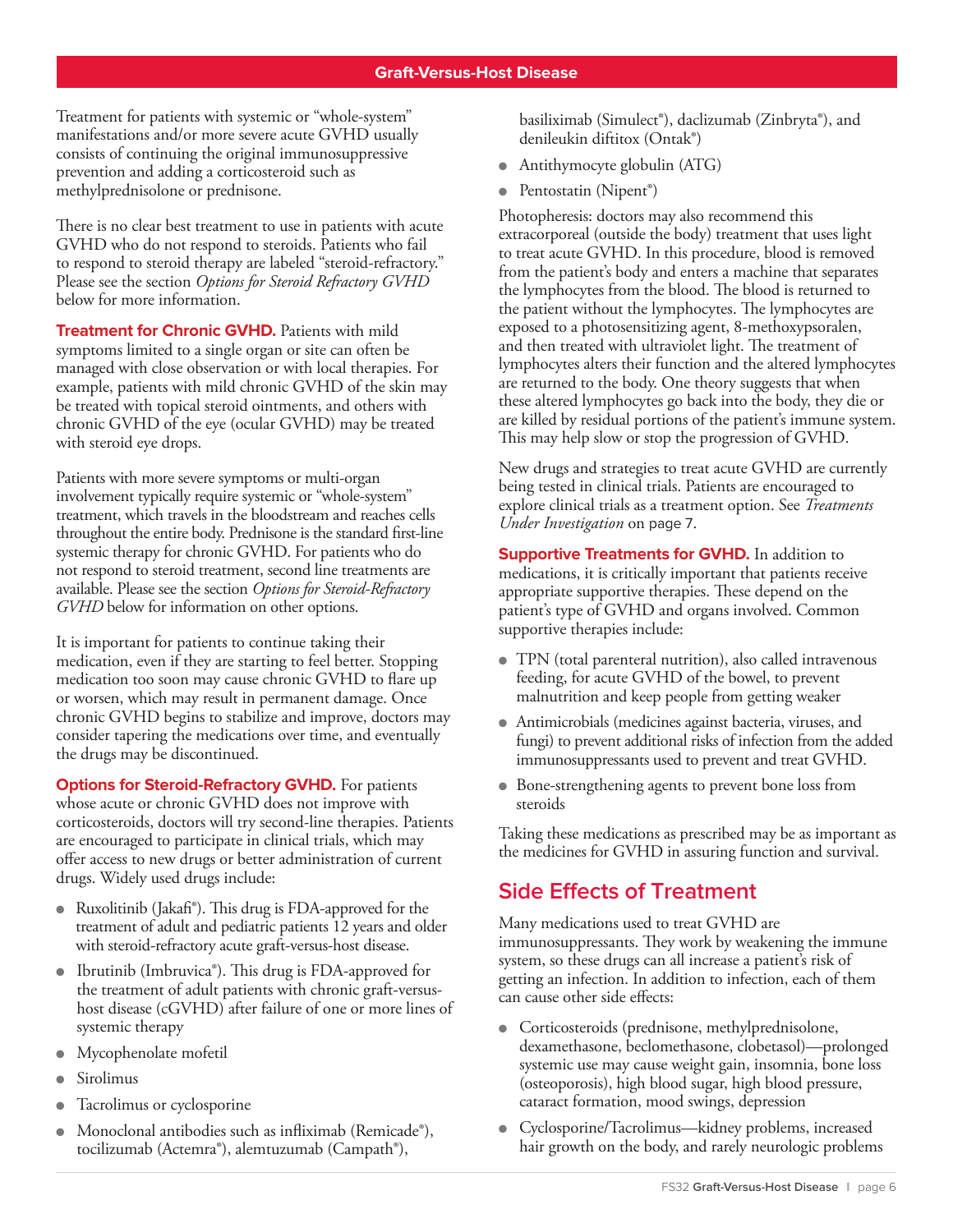Treatment for patients with systemic or "whole-system" manifestations and/or more severe acute GVHD usually consists of continuing the original immunosuppressive prevention and adding a corticosteroid such as methylprednisolone or prednisone.

There is no clear best treatment to use in patients with acute GVHD who do not respond to steroids. Patients who fail to respond to steroid therapy are labeled "steroid-refractory." Please see the section *Options for Steroid Refractory GVHD* below for more information.

**Treatment for Chronic GVHD.** Patients with mild symptoms limited to a single organ or site can often be managed with close observation or with local therapies. For example, patients with mild chronic GVHD of the skin may be treated with topical steroid ointments, and others with chronic GVHD of the eye (ocular GVHD) may be treated with steroid eye drops.

Patients with more severe symptoms or multi-organ involvement typically require systemic or "whole-system" treatment, which travels in the bloodstream and reaches cells throughout the entire body. Prednisone is the standard first-line systemic therapy for chronic GVHD. For patients who do not respond to steroid treatment, second line treatments are available. Please see the section *Options for Steroid-Refractory GVHD* below for information on other options.

It is important for patients to continue taking their medication, even if they are starting to feel better. Stopping medication too soon may cause chronic GVHD to flare up or worsen, which may result in permanent damage. Once chronic GVHD begins to stabilize and improve, doctors may consider tapering the medications over time, and eventually the drugs may be discontinued.

**Options for Steroid-Refractory GVHD.** For patients whose acute or chronic GVHD does not improve with corticosteroids, doctors will try second-line therapies. Patients are encouraged to participate in clinical trials, which may offer access to new drugs or better administration of current drugs. Widely used drugs include:

- Ruxolitinib (Jakafi®). This drug is FDA-approved for the treatment of adult and pediatric patients 12 years and older with steroid-refractory acute graft-versus-host disease.
- Ibrutinib (Imbruvica®). This drug is FDA-approved for the treatment of adult patients with chronic graft-versus-host disease (cGVHD) after failure of one or more lines of systemic therapy
- Mycophenolate mofetil
- Sirolimus
- Tacrolimus or cyclosporine
- Monoclonal antibodies such as infliximab (Remicade®), tocilizumab (Actemra®), alemtuzumab (Campath®), basiliximab (Simulect®), daclizumab (Zinbryta®), and denileukin diftitox (Ontak®)
- Antithymocyte globulin (ATG)
- Pentostatin (Nipent®)

Photopheresis: doctors may also recommend this extracorporeal (outside the body) treatment that uses light to treat acute GVHD. In this procedure, blood is removed from the patient's body and enters a machine that separates the lymphocytes from the blood. The blood is returned to the patient without the lymphocytes. The lymphocytes are exposed to a photosensitizing agent, 8-methoxypsoralen, and then treated with ultraviolet light. The treatment of lymphocytes alters their function and the altered lymphocytes are returned to the body. One theory suggests that when these altered lymphocytes go back into the body, they die or are killed by residual portions of the patient's immune system. This may help slow or stop the progression of GVHD.

New drugs and strategies to treat acute GVHD are currently being tested in clinical trials. Patients are encouraged to explore clinical trials as a treatment option. See *Treatments Under Investigation* on page 7.

**Supportive Treatments for GVHD.** In addition to medications, it is critically important that patients receive appropriate supportive therapies. These depend on the patient's type of GVHD and organs involved. Common supportive therapies include:

- TPN (total parenteral nutrition), also called intravenous feeding, for acute GVHD of the bowel, to prevent malnutrition and keep people from getting weaker
- Antimicrobials (medicines against bacteria, viruses, and fungi) to prevent additional risks of infection from the added immunosuppressants used to prevent and treat GVHD.
- Bone-strengthening agents to prevent bone loss from steroids

Taking these medications as prescribed may be as important as the medicines for GVHD in assuring function and survival.

## Side Effects of Treatment

Many medications used to treat GVHD are immunosuppressants. They work by weakening the immune system, so these drugs can all increase a patient's risk of getting an infection. In addition to infection, each of them can cause other side effects:

- Corticosteroids (prednisone, methylprednisolone, dexamethasone, beclomethasone, clobetasol)—prolonged systemic use may cause weight gain, insomnia, bone loss (osteoporosis), high blood sugar, high blood pressure, cataract formation, mood swings, depression
- Cyclosporine/Tacrolimus—kidney problems, increased hair growth on the body, and rarely neurologic problems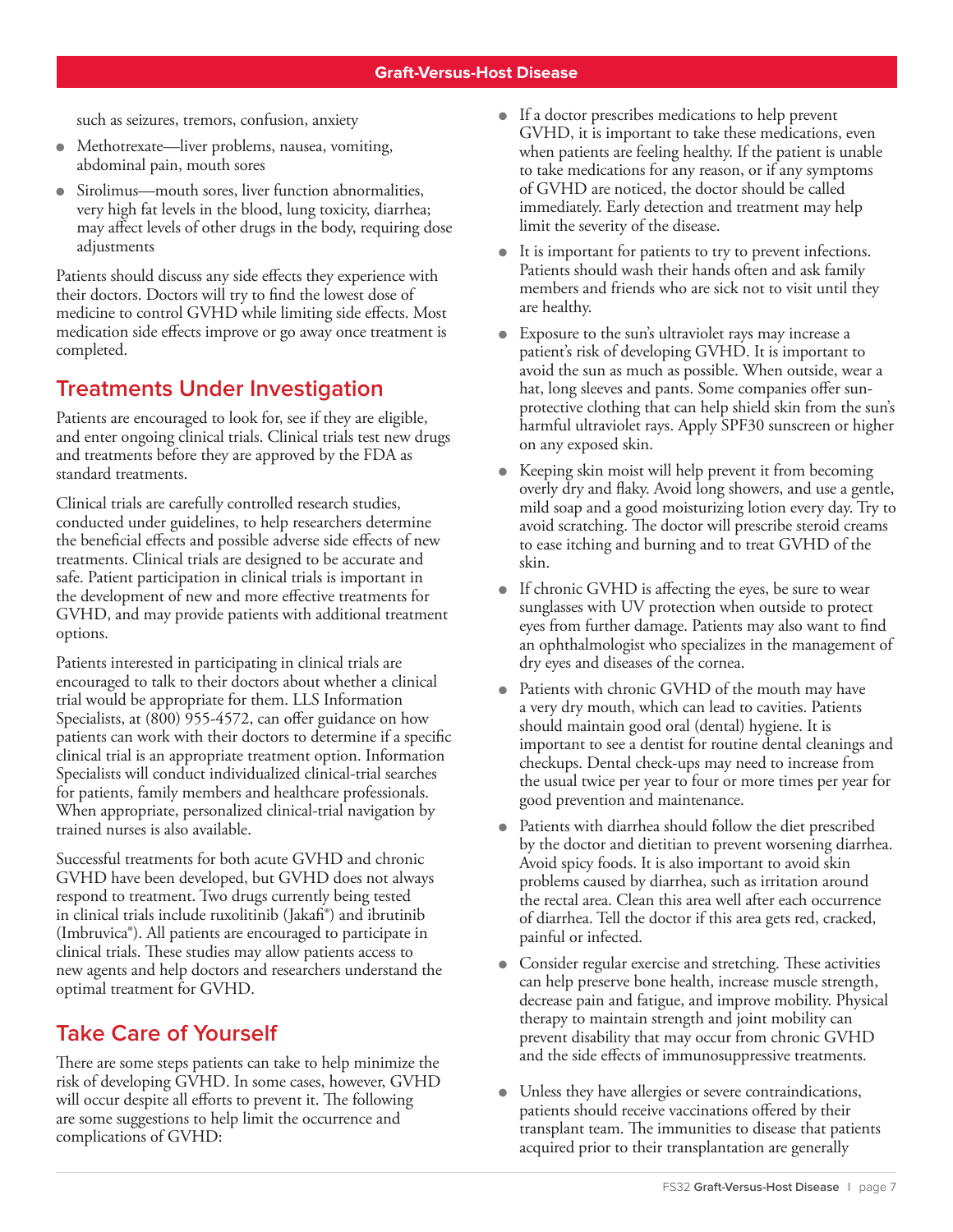such as seizures, tremors, confusion, anxiety

- Methotrexate—liver problems, nausea, vomiting, abdominal pain, mouth sores
- Sirolimus—mouth sores, liver function abnormalities, very high fat levels in the blood, lung toxicity, diarrhea; may affect levels of other drugs in the body, requiring dose adjustments

Patients should discuss any side effects they experience with their doctors. Doctors will try to find the lowest dose of medicine to control GVHD while limiting side effects. Most medication side effects improve or go away once treatment is completed.

## Treatments Under Investigation

Patients are encouraged to look for, see if they are eligible, and enter ongoing clinical trials. Clinical trials test new drugs and treatments before they are approved by the FDA as standard treatments.

Clinical trials are carefully controlled research studies, conducted under guidelines, to help researchers determine the beneficial effects and possible adverse side effects of new treatments. Clinical trials are designed to be accurate and safe. Patient participation in clinical trials is important in the development of new and more effective treatments for GVHD, and may provide patients with additional treatment options.

Patients interested in participating in clinical trials are encouraged to talk to their doctors about whether a clinical trial would be appropriate for them. LLS Information Specialists, at (800) 955-4572, can offer guidance on how patients can work with their doctors to determine if a specific clinical trial is an appropriate treatment option. Information Specialists will conduct individualized clinical-trial searches for patients, family members and healthcare professionals. When appropriate, personalized clinical-trial navigation by trained nurses is also available.

Successful treatments for both acute GVHD and chronic GVHD have been developed, but GVHD does not always respond to treatment. Two drugs currently being tested in clinical trials include ruxolitinib (Jakafi®) and ibrutinib (Imbruvica®). All patients are encouraged to participate in clinical trials. These studies may allow patients access to new agents and help doctors and researchers understand the optimal treatment for GVHD.

## Take Care of Yourself

There are some steps patients can take to help minimize the risk of developing GVHD. In some cases, however, GVHD will occur despite all efforts to prevent it. The following are some suggestions to help limit the occurrence and complications of GVHD:

- If a doctor prescribes medications to help prevent GVHD, it is important to take these medications, even when patients are feeling healthy. If the patient is unable to take medications for any reason, or if any symptoms of GVHD are noticed, the doctor should be called immediately. Early detection and treatment may help limit the severity of the disease.
- It is important for patients to try to prevent infections. Patients should wash their hands often and ask family members and friends who are sick not to visit until they are healthy.
- Exposure to the sun's ultraviolet rays may increase a patient's risk of developing GVHD. It is important to avoid the sun as much as possible. When outside, wear a hat, long sleeves and pants. Some companies offer sun-protective clothing that can help shield skin from the sun's harmful ultraviolet rays. Apply SPF30 sunscreen or higher on any exposed skin.
- Keeping skin moist will help prevent it from becoming overly dry and flaky. Avoid long showers, and use a gentle, mild soap and a good moisturizing lotion every day. Try to avoid scratching. The doctor will prescribe steroid creams to ease itching and burning and to treat GVHD of the skin.
- If chronic GVHD is affecting the eyes, be sure to wear sunglasses with UV protection when outside to protect eyes from further damage. Patients may also want to find an ophthalmologist who specializes in the management of dry eyes and diseases of the cornea.
- Patients with chronic GVHD of the mouth may have a very dry mouth, which can lead to cavities. Patients should maintain good oral (dental) hygiene. It is important to see a dentist for routine dental cleanings and checkups. Dental check-ups may need to increase from the usual twice per year to four or more times per year for good prevention and maintenance.
- Patients with diarrhea should follow the diet prescribed by the doctor and dietitian to prevent worsening diarrhea. Avoid spicy foods. It is also important to avoid skin problems caused by diarrhea, such as irritation around the rectal area. Clean this area well after each occurrence of diarrhea. Tell the doctor if this area gets red, cracked, painful or infected.
- Consider regular exercise and stretching. These activities can help preserve bone health, increase muscle strength, decrease pain and fatigue, and improve mobility. Physical therapy to maintain strength and joint mobility can prevent disability that may occur from chronic GVHD and the side effects of immunosuppressive treatments.
- Unless they have allergies or severe contraindications, patients should receive vaccinations offered by their transplant team. The immunities to disease that patients acquired prior to their transplantation are generally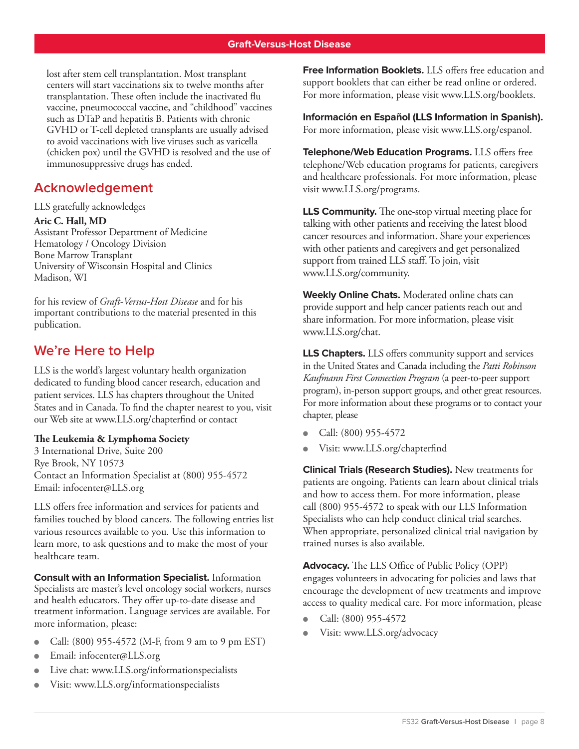lost after stem cell transplantation. Most transplant centers will start vaccinations six to twelve months after transplantation. These often include the inactivated flu vaccine, pneumococcal vaccine, and "childhood" vaccines such as DTaP and hepatitis B. Patients with chronic GVHD or T-cell depleted transplants are usually advised to avoid vaccinations with live viruses such as varicella (chicken pox) until the GVHD is resolved and the use of immunosuppressive drugs has ended.

## Acknowledgement

LLS gratefully acknowledges

**Aric C. Hall, MD**
Assistant Professor Department of Medicine
Hematology / Oncology Division
Bone Marrow Transplant
University of Wisconsin Hospital and Clinics
Madison, WI

for his review of *Graft-Versus-Host Disease* and for his important contributions to the material presented in this publication.

## We're Here to Help

LLS is the world's largest voluntary health organization dedicated to funding blood cancer research, education and patient services. LLS has chapters throughout the United States and in Canada. To find the chapter nearest to you, visit our Web site at www.LLS.org/chapterfind or contact

**The Leukemia & Lymphoma Society**
3 International Drive, Suite 200
Rye Brook, NY 10573
Contact an Information Specialist at (800) 955-4572
Email: infocenter@LLS.org

LLS offers free information and services for patients and families touched by blood cancers. The following entries list various resources available to you. Use this information to learn more, to ask questions and to make the most of your healthcare team.

**Consult with an Information Specialist.** Information Specialists are master's level oncology social workers, nurses and health educators. They offer up-to-date disease and treatment information. Language services are available. For more information, please:

- Call: (800) 955-4572 (M-F, from 9 am to 9 pm EST)
- Email: infocenter@LLS.org
- Live chat: www.LLS.org/informationspecialists
- Visit: www.LLS.org/informationspecialists

**Free Information Booklets.** LLS offers free education and support booklets that can either be read online or ordered. For more information, please visit www.LLS.org/booklets.

**Información en Español (LLS Information in Spanish).** For more information, please visit www.LLS.org/espanol.

**Telephone/Web Education Programs.** LLS offers free telephone/Web education programs for patients, caregivers and healthcare professionals. For more information, please visit www.LLS.org/programs.

**LLS Community.** The one-stop virtual meeting place for talking with other patients and receiving the latest blood cancer resources and information. Share your experiences with other patients and caregivers and get personalized support from trained LLS staff. To join, visit www.LLS.org/community.

**Weekly Online Chats.** Moderated online chats can provide support and help cancer patients reach out and share information. For more information, please visit www.LLS.org/chat.

**LLS Chapters.** LLS offers community support and services in the United States and Canada including the *Patti Robinson Kaufmann First Connection Program* (a peer-to-peer support program), in-person support groups, and other great resources. For more information about these programs or to contact your chapter, please

- Call: (800) 955-4572
- Visit: www.LLS.org/chapterfind

**Clinical Trials (Research Studies).** New treatments for patients are ongoing. Patients can learn about clinical trials and how to access them. For more information, please call (800) 955-4572 to speak with our LLS Information Specialists who can help conduct clinical trial searches. When appropriate, personalized clinical trial navigation by trained nurses is also available.

**Advocacy.** The LLS Office of Public Policy (OPP) engages volunteers in advocating for policies and laws that encourage the development of new treatments and improve access to quality medical care. For more information, please

- Call: (800) 955-4572
- Visit: www.LLS.org/advocacy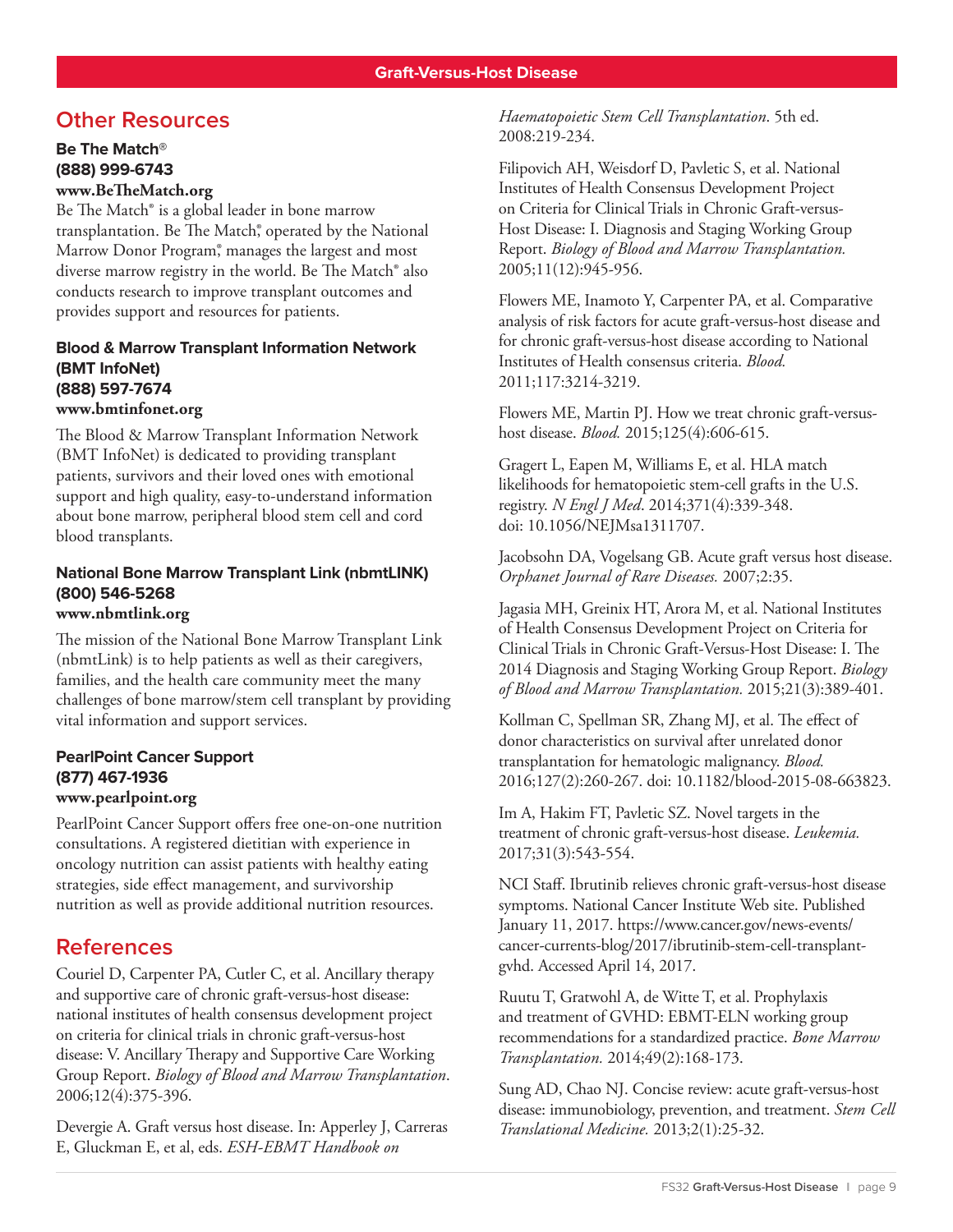## Other Resources

**Be The Match®**
**(888) 999-6743**
**www.BeTheMatch.org**

Be The Match® is a global leader in bone marrow transplantation. Be The Match,® operated by the National Marrow Donor Program,® manages the largest and most diverse marrow registry in the world. Be The Match® also conducts research to improve transplant outcomes and provides support and resources for patients.

**Blood & Marrow Transplant Information Network (BMT InfoNet)**
**(888) 597-7674**
**www.bmtinfonet.org**

The Blood & Marrow Transplant Information Network (BMT InfoNet) is dedicated to providing transplant patients, survivors and their loved ones with emotional support and high quality, easy-to-understand information about bone marrow, peripheral blood stem cell and cord blood transplants.

**National Bone Marrow Transplant Link (nbmtLINK)**
**(800) 546-5268**
**www.nbmtlink.org**

The mission of the National Bone Marrow Transplant Link (nbmtLink) is to help patients as well as their caregivers, families, and the health care community meet the many challenges of bone marrow/stem cell transplant by providing vital information and support services.

**PearlPoint Cancer Support**
**(877) 467-1936**
**www.pearlpoint.org**

PearlPoint Cancer Support offers free one-on-one nutrition consultations. A registered dietitian with experience in oncology nutrition can assist patients with healthy eating strategies, side effect management, and survivorship nutrition as well as provide additional nutrition resources.

## References

Couriel D, Carpenter PA, Cutler C, et al. Ancillary therapy and supportive care of chronic graft-versus-host disease: national institutes of health consensus development project on criteria for clinical trials in chronic graft-versus-host disease: V. Ancillary Therapy and Supportive Care Working Group Report. *Biology of Blood and Marrow Transplantation*. 2006;12(4):375-396.

Devergie A. Graft versus host disease. In: Apperley J, Carreras E, Gluckman E, et al, eds. *ESH-EBMT Handbook on Haematopoietic Stem Cell Transplantation*. 5th ed. 2008:219-234.

Filipovich AH, Weisdorf D, Pavletic S, et al. National Institutes of Health Consensus Development Project on Criteria for Clinical Trials in Chronic Graft-versus-Host Disease: I. Diagnosis and Staging Working Group Report. *Biology of Blood and Marrow Transplantation.* 2005;11(12):945-956.

Flowers ME, Inamoto Y, Carpenter PA, et al. Comparative analysis of risk factors for acute graft-versus-host disease and for chronic graft-versus-host disease according to National Institutes of Health consensus criteria. *Blood.* 2011;117:3214-3219.

Flowers ME, Martin PJ. How we treat chronic graft-versus-host disease. *Blood.* 2015;125(4):606-615.

Gragert L, Eapen M, Williams E, et al. HLA match likelihoods for hematopoietic stem-cell grafts in the U.S. registry. *N Engl J Med*. 2014;371(4):339-348. doi: 10.1056/NEJMsa1311707.

Jacobsohn DA, Vogelsang GB. Acute graft versus host disease. *Orphanet Journal of Rare Diseases.* 2007;2:35.

Jagasia MH, Greinix HT, Arora M, et al. National Institutes of Health Consensus Development Project on Criteria for Clinical Trials in Chronic Graft-Versus-Host Disease: I. The 2014 Diagnosis and Staging Working Group Report. *Biology of Blood and Marrow Transplantation.* 2015;21(3):389-401.

Kollman C, Spellman SR, Zhang MJ, et al. The effect of donor characteristics on survival after unrelated donor transplantation for hematologic malignancy. *Blood.* 2016;127(2):260-267. doi: 10.1182/blood-2015-08-663823.

Im A, Hakim FT, Pavletic SZ. Novel targets in the treatment of chronic graft-versus-host disease. *Leukemia.* 2017;31(3):543-554.

NCI Staff. Ibrutinib relieves chronic graft-versus-host disease symptoms. National Cancer Institute Web site. Published January 11, 2017. https://www.cancer.gov/news-events/cancer-currents-blog/2017/ibrutinib-stem-cell-transplant-gvhd. Accessed April 14, 2017.

Ruutu T, Gratwohl A, de Witte T, et al. Prophylaxis and treatment of GVHD: EBMT-ELN working group recommendations for a standardized practice. *Bone Marrow Transplantation.* 2014;49(2):168-173.

Sung AD, Chao NJ. Concise review: acute graft-versus-host disease: immunobiology, prevention, and treatment. *Stem Cell Translational Medicine.* 2013;2(1):25-32.